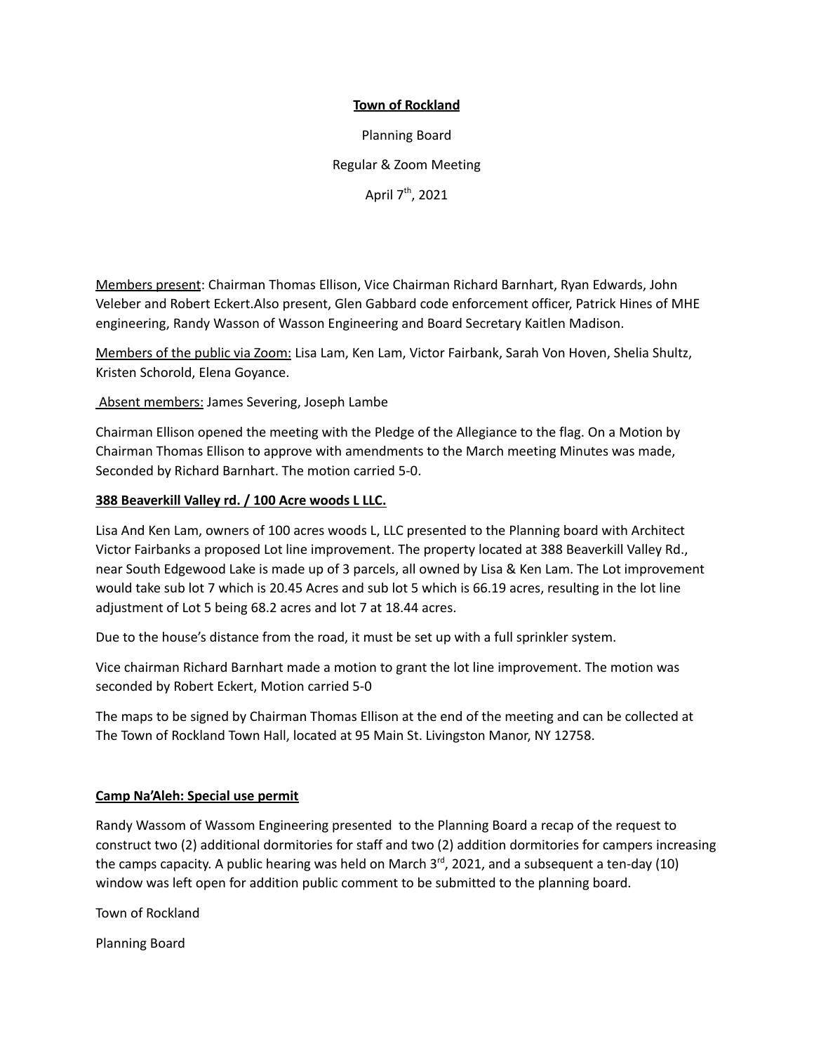**Town of Rockland**

Planning Board

Regular & Zoom Meeting

April 7th, 2021

Members present: Chairman Thomas Ellison, Vice Chairman Richard Barnhart, Ryan Edwards, John Veleber and Robert Eckert.Also present, Glen Gabbard code enforcement officer, Patrick Hines of MHE engineering, Randy Wasson of Wasson Engineering and Board Secretary Kaitlen Madison.

Members of the public via Zoom: Lisa Lam, Ken Lam, Victor Fairbank, Sarah Von Hoven, Shelia Shultz, Kristen Schorold, Elena Goyance.

Absent members: James Severing, Joseph Lambe

Chairman Ellison opened the meeting with the Pledge of the Allegiance to the flag. On a Motion by Chairman Thomas Ellison to approve with amendments to the March meeting Minutes was made, Seconded by Richard Barnhart. The motion carried 5-0.

**388 Beaverkill Valley rd. / 100 Acre woods L LLC.**

Lisa And Ken Lam, owners of 100 acres woods L, LLC presented to the Planning board with Architect Victor Fairbanks a proposed Lot line improvement. The property located at 388 Beaverkill Valley Rd., near South Edgewood Lake is made up of 3 parcels, all owned by Lisa & Ken Lam. The Lot improvement would take sub lot 7 which is 20.45 Acres and sub lot 5 which is 66.19 acres, resulting in the lot line adjustment of Lot 5 being 68.2 acres and lot 7 at 18.44 acres.

Due to the house's distance from the road, it must be set up with a full sprinkler system.

Vice chairman Richard Barnhart made a motion to grant the lot line improvement. The motion was seconded by Robert Eckert, Motion carried 5-0

The maps to be signed by Chairman Thomas Ellison at the end of the meeting and can be collected at The Town of Rockland Town Hall, located at 95 Main St. Livingston Manor, NY 12758.

**Camp Na'Aleh: Special use permit**

Randy Wassom of Wassom Engineering presented to the Planning Board a recap of the request to construct two (2) additional dormitories for staff and two (2) addition dormitories for campers increasing the camps capacity. A public hearing was held on March 3rd, 2021, and a subsequent a ten-day (10) window was left open for addition public comment to be submitted to the planning board.

Town of Rockland

Planning Board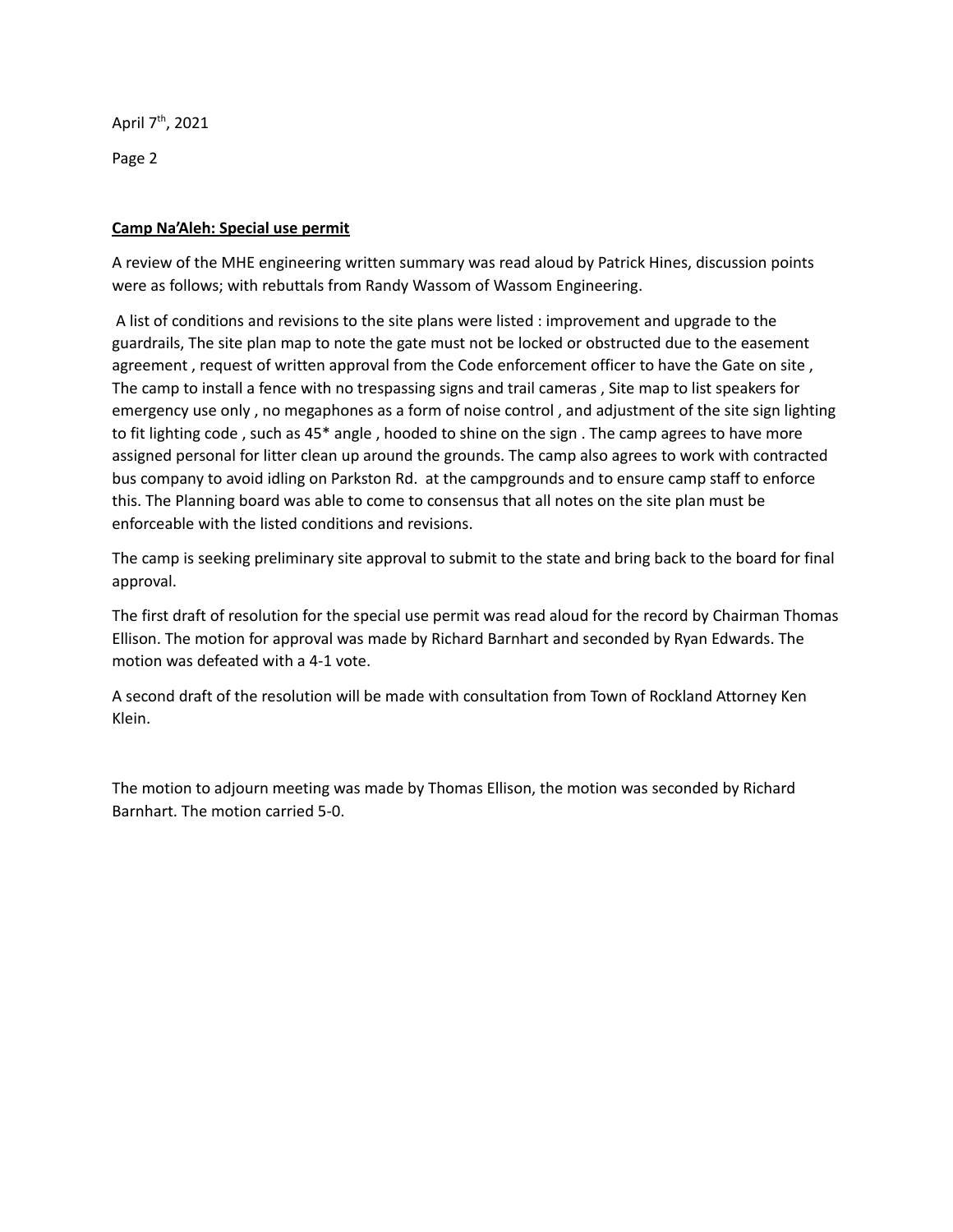April 7th, 2021

**Camp Na'Aleh: Special use permit**

A review of the MHE engineering written summary was read aloud by Patrick Hines, discussion points were as follows; with rebuttals from Randy Wassom of Wassom Engineering.

A list of conditions and revisions to the site plans were listed : improvement and upgrade to the guardrails, The site plan map to note the gate must not be locked or obstructed due to the easement agreement , request of written approval from the Code enforcement officer to have the Gate on site , The camp to install a fence with no trespassing signs and trail cameras , Site map to list speakers for emergency use only , no megaphones as a form of noise control , and adjustment of the site sign lighting to fit lighting code , such as 45* angle , hooded to shine on the sign . The camp agrees to have more assigned personal for litter clean up around the grounds. The camp also agrees to work with contracted bus company to avoid idling on Parkston Rd. at the campgrounds and to ensure camp staff to enforce this. The Planning board was able to come to consensus that all notes on the site plan must be enforceable with the listed conditions and revisions.

The camp is seeking preliminary site approval to submit to the state and bring back to the board for final approval.

The first draft of resolution for the special use permit was read aloud for the record by Chairman Thomas Ellison. The motion for approval was made by Richard Barnhart and seconded by Ryan Edwards. The motion was defeated with a 4-1 vote.

A second draft of the resolution will be made with consultation from Town of Rockland Attorney Ken Klein.

The motion to adjourn meeting was made by Thomas Ellison, the motion was seconded by Richard Barnhart. The motion carried 5-0.